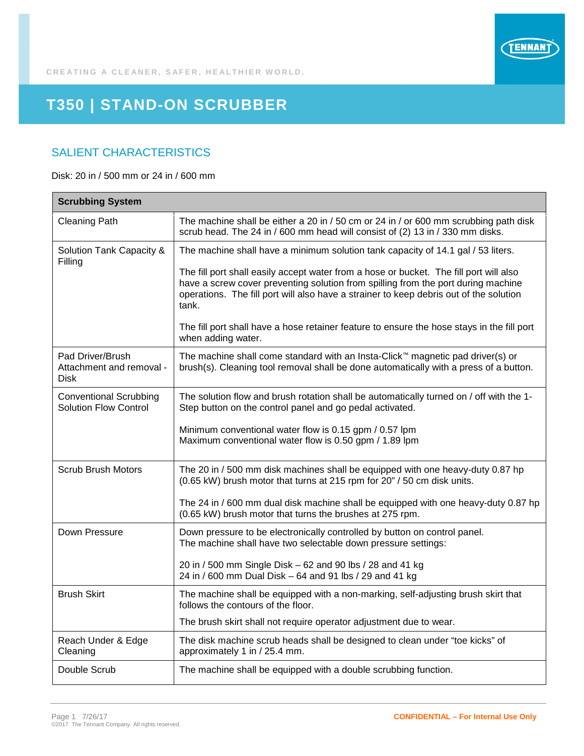CREATING A CLEANER, SAFER, HEALTHIER WORLD.

# T350 | STAND-ON SCRUBBER

## SALIENT CHARACTERISTICS

Disk: 20 in / 500 mm or 24 in / 600 mm

| **Scrubbing System** | |
|---|---|
| Cleaning Path | The machine shall be either a 20 in / 50 cm or 24 in / or 600 mm scrubbing path disk scrub head. The 24 in / 600 mm head will consist of (2) 13 in / 330 mm disks. |
| Solution Tank Capacity & Filling | The machine shall have a minimum solution tank capacity of 14.1 gal / 53 liters.<br><br>The fill port shall easily accept water from a hose or bucket. The fill port will also have a screw cover preventing solution from spilling from the port during machine operations. The fill port will also have a strainer to keep debris out of the solution tank.<br><br>The fill port shall have a hose retainer feature to ensure the hose stays in the fill port when adding water. |
| Pad Driver/Brush Attachment and removal - Disk | The machine shall come standard with an Insta-Click™ magnetic pad driver(s) or brush(s). Cleaning tool removal shall be done automatically with a press of a button. |
| Conventional Scrubbing Solution Flow Control | The solution flow and brush rotation shall be automatically turned on / off with the 1-Step button on the control panel and go pedal activated.<br><br>Minimum conventional water flow is 0.15 gpm / 0.57 lpm<br>Maximum conventional water flow is 0.50 gpm / 1.89 lpm |
| Scrub Brush Motors | The 20 in / 500 mm disk machines shall be equipped with one heavy-duty 0.87 hp (0.65 kW) brush motor that turns at 215 rpm for 20" / 50 cm disk units.<br><br>The 24 in / 600 mm dual disk machine shall be equipped with one heavy-duty 0.87 hp (0.65 kW) brush motor that turns the brushes at 275 rpm. |
| Down Pressure | Down pressure to be electronically controlled by button on control panel.<br>The machine shall have two selectable down pressure settings:<br><br>20 in / 500 mm Single Disk – 62 and 90 lbs / 28 and 41 kg<br>24 in / 600 mm Dual Disk – 64 and 91 lbs / 29 and 41 kg |
| Brush Skirt | The machine shall be equipped with a non-marking, self-adjusting brush skirt that follows the contours of the floor.<br><br>The brush skirt shall not require operator adjustment due to wear. |
| Reach Under & Edge Cleaning | The disk machine scrub heads shall be designed to clean under "toe kicks" of approximately 1 in / 25.4 mm. |
| Double Scrub | The machine shall be equipped with a double scrubbing function. |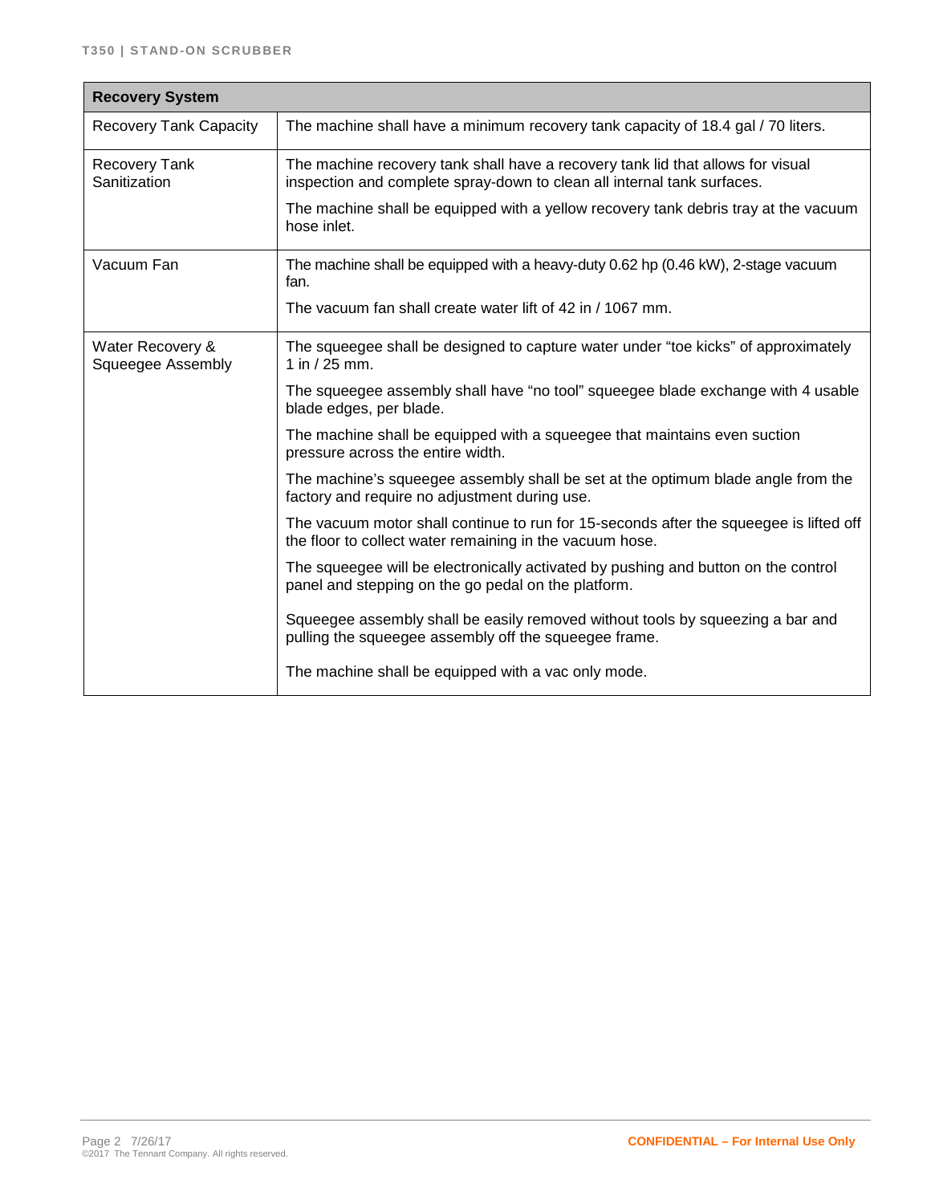| Recovery System | |
|---|---|
| Recovery Tank Capacity | The machine shall have a minimum recovery tank capacity of 18.4 gal / 70 liters. |
| Recovery Tank Sanitization | The machine recovery tank shall have a recovery tank lid that allows for visual inspection and complete spray-down to clean all internal tank surfaces.<br><br>The machine shall be equipped with a yellow recovery tank debris tray at the vacuum hose inlet. |
| Vacuum Fan | The machine shall be equipped with a heavy-duty 0.62 hp (0.46 kW), 2-stage vacuum fan.<br><br>The vacuum fan shall create water lift of 42 in / 1067 mm. |
| Water Recovery & Squeegee Assembly | The squeegee shall be designed to capture water under “toe kicks” of approximately 1 in / 25 mm.<br><br>The squeegee assembly shall have “no tool” squeegee blade exchange with 4 usable blade edges, per blade.<br><br>The machine shall be equipped with a squeegee that maintains even suction pressure across the entire width.<br><br>The machine’s squeegee assembly shall be set at the optimum blade angle from the factory and require no adjustment during use.<br><br>The vacuum motor shall continue to run for 15-seconds after the squeegee is lifted off the floor to collect water remaining in the vacuum hose.<br><br>The squeegee will be electronically activated by pushing and button on the control panel and stepping on the go pedal on the platform.<br><br>Squeegee assembly shall be easily removed without tools by squeezing a bar and pulling the squeegee assembly off the squeegee frame.<br><br>The machine shall be equipped with a vac only mode. |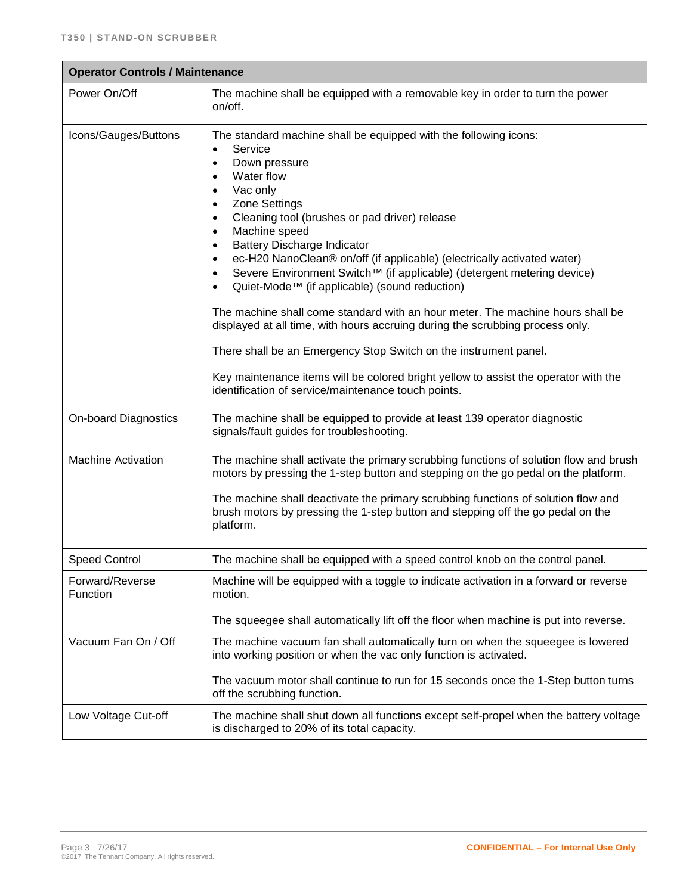| Operator Controls / Maintenance | |
|---|---|
| Power On/Off | The machine shall be equipped with a removable key in order to turn the power on/off. |
| Icons/Gauges/Buttons | The standard machine shall be equipped with the following icons:<br>• Service<br>• Down pressure<br>• Water flow<br>• Vac only<br>• Zone Settings<br>• Cleaning tool (brushes or pad driver) release<br>• Machine speed<br>• Battery Discharge Indicator<br>• ec-H20 NanoClean® on/off (if applicable) (electrically activated water)<br>• Severe Environment Switch™ (if applicable) (detergent metering device)<br>• Quiet-Mode™ (if applicable) (sound reduction)<br><br>The machine shall come standard with an hour meter. The machine hours shall be displayed at all time, with hours accruing during the scrubbing process only.<br><br>There shall be an Emergency Stop Switch on the instrument panel.<br><br>Key maintenance items will be colored bright yellow to assist the operator with the identification of service/maintenance touch points. |
| On-board Diagnostics | The machine shall be equipped to provide at least 139 operator diagnostic signals/fault guides for troubleshooting. |
| Machine Activation | The machine shall activate the primary scrubbing functions of solution flow and brush motors by pressing the 1-step button and stepping on the go pedal on the platform.<br><br>The machine shall deactivate the primary scrubbing functions of solution flow and brush motors by pressing the 1-step button and stepping off the go pedal on the platform. |
| Speed Control | The machine shall be equipped with a speed control knob on the control panel. |
| Forward/Reverse Function | Machine will be equipped with a toggle to indicate activation in a forward or reverse motion.<br><br>The squeegee shall automatically lift off the floor when machine is put into reverse. |
| Vacuum Fan On / Off | The machine vacuum fan shall automatically turn on when the squeegee is lowered into working position or when the vac only function is activated.<br><br>The vacuum motor shall continue to run for 15 seconds once the 1-Step button turns off the scrubbing function. |
| Low Voltage Cut-off | The machine shall shut down all functions except self-propel when the battery voltage is discharged to 20% of its total capacity. |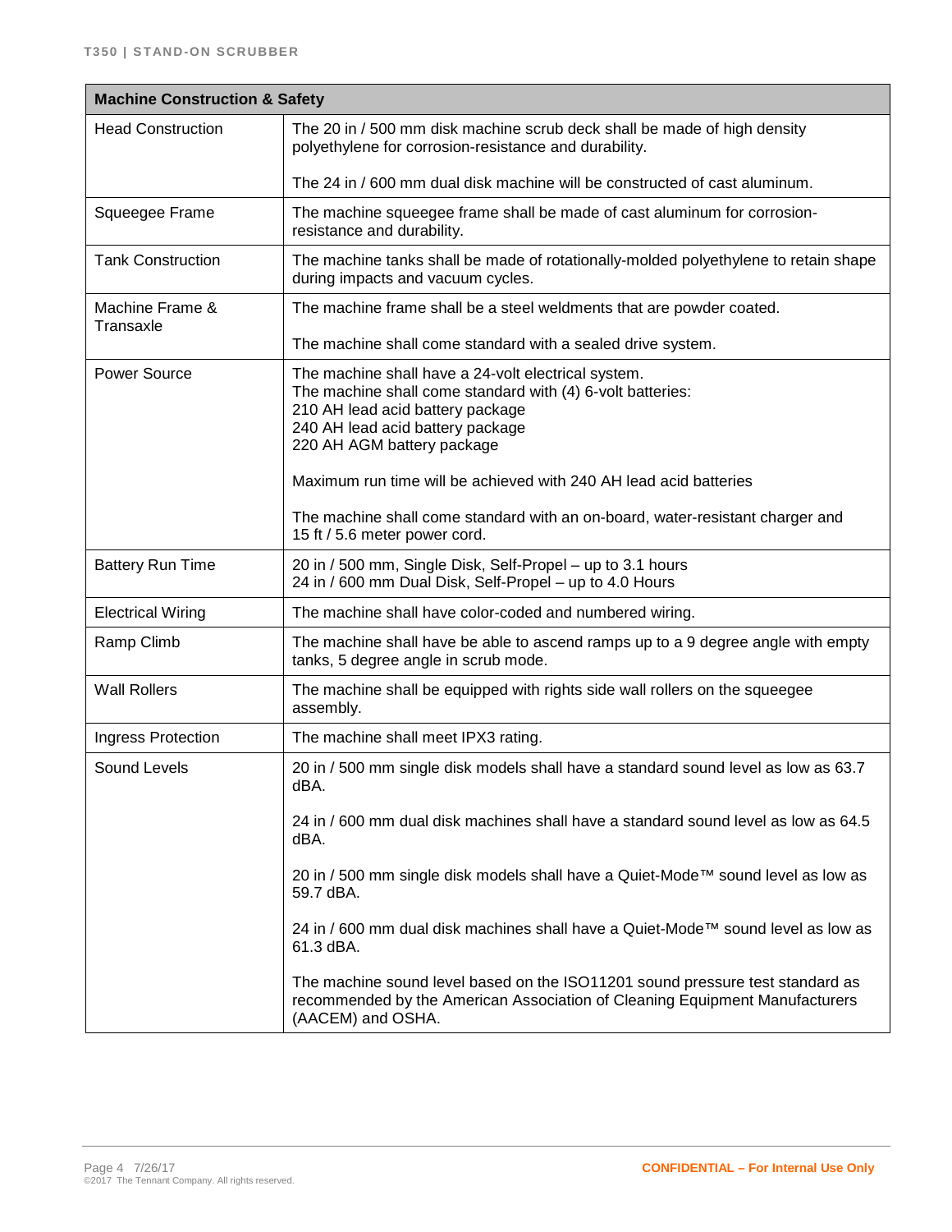| Machine Construction & Safety | |
|---|---|
| Head Construction | The 20 in / 500 mm disk machine scrub deck shall be made of high density polyethylene for corrosion-resistance and durability.<br><br>The 24 in / 600 mm dual disk machine will be constructed of cast aluminum. |
| Squeegee Frame | The machine squeegee frame shall be made of cast aluminum for corrosion-resistance and durability. |
| Tank Construction | The machine tanks shall be made of rotationally-molded polyethylene to retain shape during impacts and vacuum cycles. |
| Machine Frame & Transaxle | The machine frame shall be a steel weldments that are powder coated.<br><br>The machine shall come standard with a sealed drive system. |
| Power Source | The machine shall have a 24-volt electrical system.<br>The machine shall come standard with (4) 6-volt batteries:<br>210 AH lead acid battery package<br>240 AH lead acid battery package<br>220 AH AGM battery package<br><br>Maximum run time will be achieved with 240 AH lead acid batteries<br><br>The machine shall come standard with an on-board, water-resistant charger and 15 ft / 5.6 meter power cord. |
| Battery Run Time | 20 in / 500 mm, Single Disk, Self-Propel – up to 3.1 hours<br>24 in / 600 mm Dual Disk, Self-Propel – up to 4.0 Hours |
| Electrical Wiring | The machine shall have color-coded and numbered wiring. |
| Ramp Climb | The machine shall have be able to ascend ramps up to a 9 degree angle with empty tanks, 5 degree angle in scrub mode. |
| Wall Rollers | The machine shall be equipped with rights side wall rollers on the squeegee assembly. |
| Ingress Protection | The machine shall meet IPX3 rating. |
| Sound Levels | 20 in / 500 mm single disk models shall have a standard sound level as low as 63.7 dBA.<br><br>24 in / 600 mm dual disk machines shall have a standard sound level as low as 64.5 dBA.<br><br>20 in / 500 mm single disk models shall have a Quiet-Mode™ sound level as low as 59.7 dBA.<br><br>24 in / 600 mm dual disk machines shall have a Quiet-Mode™ sound level as low as 61.3 dBA.<br><br>The machine sound level based on the ISO11201 sound pressure test standard as recommended by the American Association of Cleaning Equipment Manufacturers (AACEM) and OSHA. |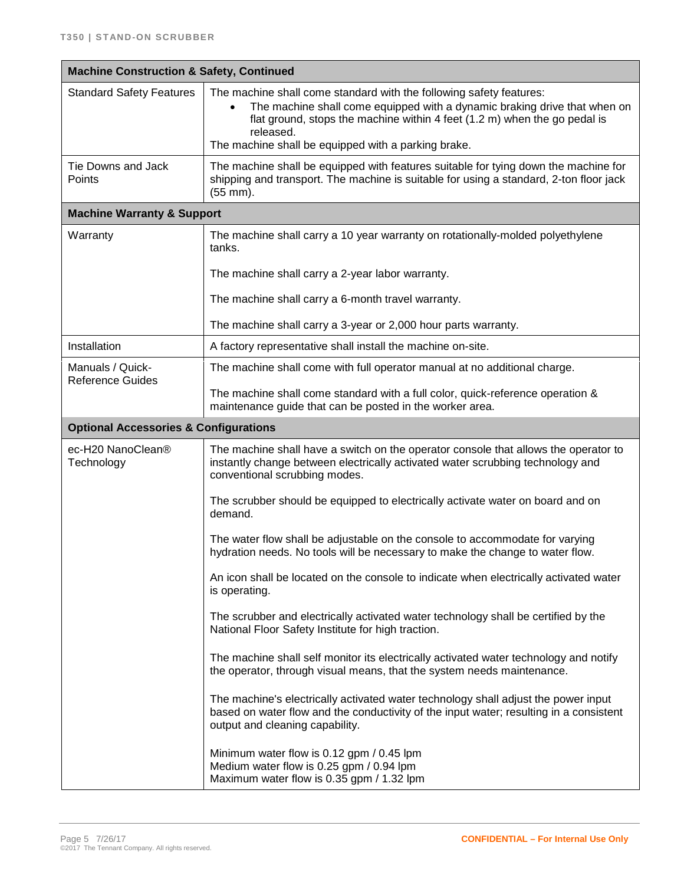| Machine Construction & Safety, Continued | |
|---|---|
| Standard Safety Features | The machine shall come standard with the following safety features:<br>• The machine shall come equipped with a dynamic braking drive that when on flat ground, stops the machine within 4 feet (1.2 m) when the go pedal is released.<br>The machine shall be equipped with a parking brake. |
| Tie Downs and Jack Points | The machine shall be equipped with features suitable for tying down the machine for shipping and transport. The machine is suitable for using a standard, 2-ton floor jack (55 mm). |
| **Machine Warranty & Support** | |
| Warranty | The machine shall carry a 10 year warranty on rotationally-molded polyethylene tanks.<br><br>The machine shall carry a 2-year labor warranty.<br><br>The machine shall carry a 6-month travel warranty.<br><br>The machine shall carry a 3-year or 2,000 hour parts warranty. |
| Installation | A factory representative shall install the machine on-site. |
| Manuals / Quick-Reference Guides | The machine shall come with full operator manual at no additional charge.<br><br>The machine shall come standard with a full color, quick-reference operation & maintenance guide that can be posted in the worker area. |
| **Optional Accessories & Configurations** | |
| ec-H20 NanoClean® Technology | The machine shall have a switch on the operator console that allows the operator to instantly change between electrically activated water scrubbing technology and conventional scrubbing modes.<br><br>The scrubber should be equipped to electrically activate water on board and on demand.<br><br>The water flow shall be adjustable on the console to accommodate for varying hydration needs. No tools will be necessary to make the change to water flow.<br><br>An icon shall be located on the console to indicate when electrically activated water is operating.<br><br>The scrubber and electrically activated water technology shall be certified by the National Floor Safety Institute for high traction.<br><br>The machine shall self monitor its electrically activated water technology and notify the operator, through visual means, that the system needs maintenance.<br><br>The machine's electrically activated water technology shall adjust the power input based on water flow and the conductivity of the input water; resulting in a consistent output and cleaning capability.<br><br>Minimum water flow is 0.12 gpm / 0.45 lpm<br>Medium water flow is 0.25 gpm / 0.94 lpm<br>Maximum water flow is 0.35 gpm / 1.32 lpm |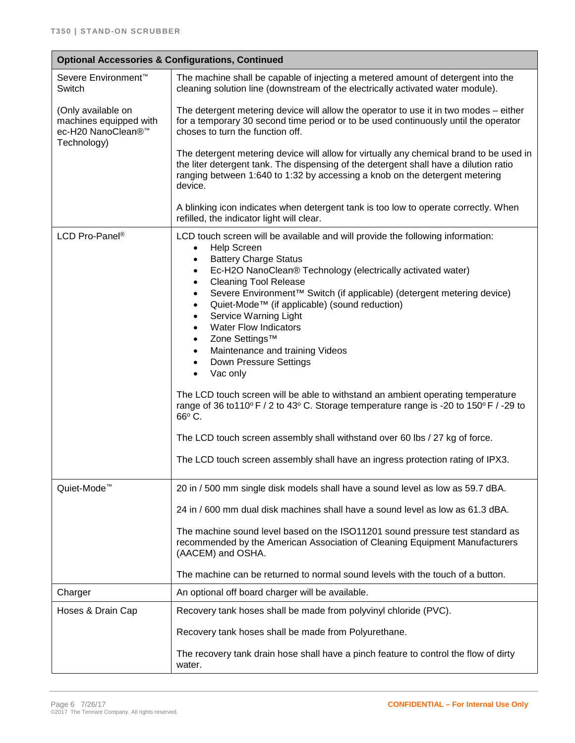| Optional Accessories & Configurations, Continued | |
|---|---|
| Severe Environment™ Switch<br><br>(Only available on machines equipped with ec-H20 NanoClean®™ Technology) | The machine shall be capable of injecting a metered amount of detergent into the cleaning solution line (downstream of the electrically activated water module).<br><br>The detergent metering device will allow the operator to use it in two modes – either for a temporary 30 second time period or to be used continuously until the operator choses to turn the function off.<br><br>The detergent metering device will allow for virtually any chemical brand to be used in the liter detergent tank. The dispensing of the detergent shall have a dilution ratio ranging between 1:640 to 1:32 by accessing a knob on the detergent metering device.<br><br>A blinking icon indicates when detergent tank is too low to operate correctly. When refilled, the indicator light will clear. |
| LCD Pro-Panel® | LCD touch screen will be available and will provide the following information:<br>• Help Screen<br>• Battery Charge Status<br>• Ec-H2O NanoClean® Technology (electrically activated water)<br>• Cleaning Tool Release<br>• Severe Environment™ Switch (if applicable) (detergent metering device)<br>• Quiet-Mode™ (if applicable) (sound reduction)<br>• Service Warning Light<br>• Water Flow Indicators<br>• Zone Settings™<br>• Maintenance and training Videos<br>• Down Pressure Settings<br>• Vac only<br><br>The LCD touch screen will be able to withstand an ambient operating temperature range of 36 to110º F / 2 to 43º C. Storage temperature range is -20 to 150º F / -29 to 66º C.<br><br>The LCD touch screen assembly shall withstand over 60 lbs / 27 kg of force.<br><br>The LCD touch screen assembly shall have an ingress protection rating of IPX3. |
| Quiet-Mode™ | 20 in / 500 mm single disk models shall have a sound level as low as 59.7 dBA.<br><br>24 in / 600 mm dual disk machines shall have a sound level as low as 61.3 dBA.<br><br>The machine sound level based on the ISO11201 sound pressure test standard as recommended by the American Association of Cleaning Equipment Manufacturers (AACEM) and OSHA.<br><br>The machine can be returned to normal sound levels with the touch of a button. |
| Charger | An optional off board charger will be available. |
| Hoses & Drain Cap | Recovery tank hoses shall be made from polyvinyl chloride (PVC).<br><br>Recovery tank hoses shall be made from Polyurethane.<br><br>The recovery tank drain hose shall have a pinch feature to control the flow of dirty water. |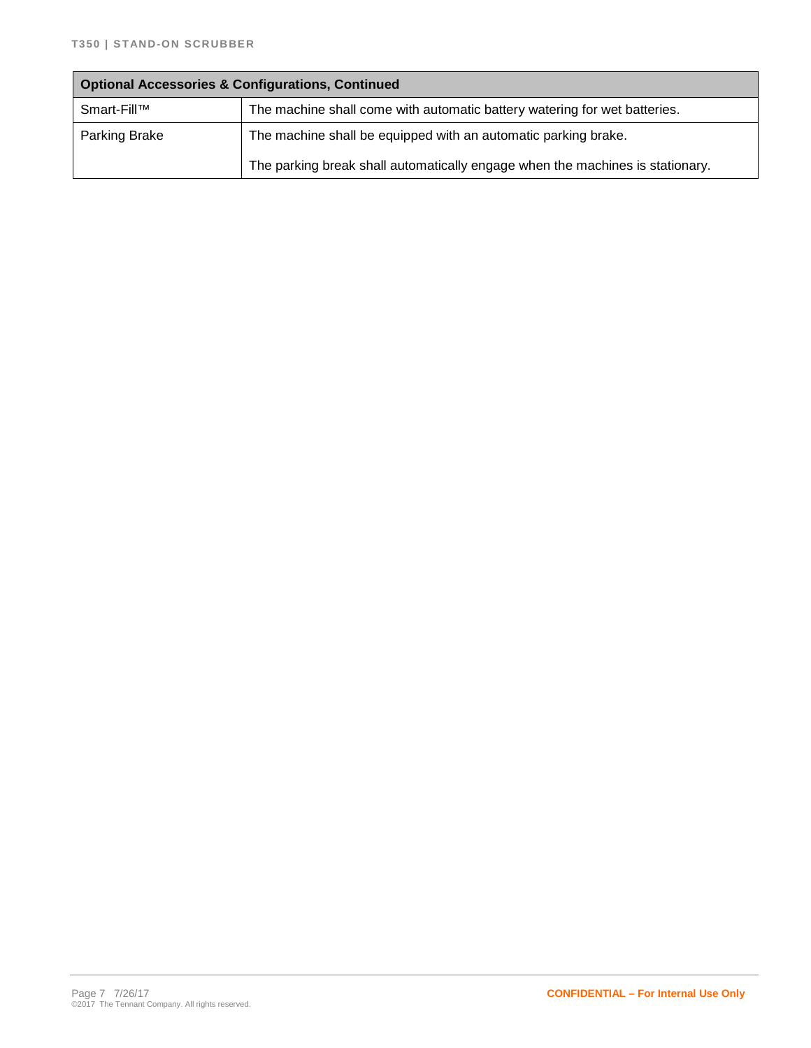| Optional Accessories & Configurations, Continued | |
|---|---|
| Smart-Fill™ | The machine shall come with automatic battery watering for wet batteries. |
| Parking Brake | The machine shall be equipped with an automatic parking brake.<br><br>The parking break shall automatically engage when the machines is stationary. |